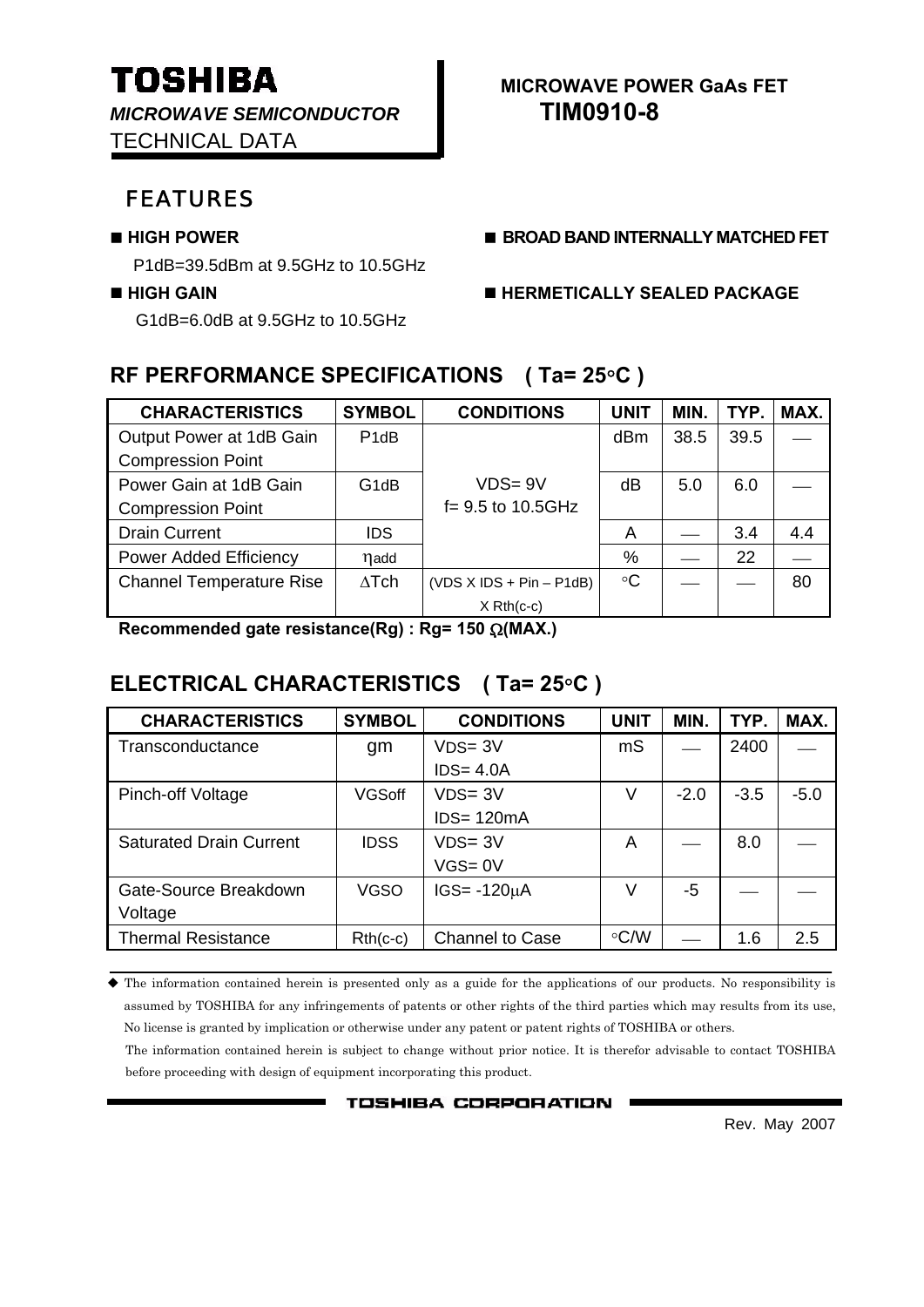**TOSHIBA**
*MICROWAVE SEMICONDUCTOR*
TECHNICAL DATA

**MICROWAVE POWER GaAs FET**
**TIM0910-8**

## FEATURES

- **HIGH POWER**
  P1dB=39.5dBm at 9.5GHz to 10.5GHz
- **HIGH GAIN**
  G1dB=6.0dB at 9.5GHz to 10.5GHz
- **BROAD BAND INTERNALLY MATCHED FET**
- **HERMETICALLY SEALED PACKAGE**

## RF PERFORMANCE SPECIFICATIONS ( Ta= 25°C )

| CHARACTERISTICS | SYMBOL | CONDITIONS | UNIT | MIN. | TYP. | MAX. |
|---|---|---|---|---|---|---|
| Output Power at 1dB Gain Compression Point | P1dB | VDS= 9V f= 9.5 to 10.5GHz | dBm | 38.5 | 39.5 | — |
| Power Gain at 1dB Gain Compression Point | G1dB | | dB | 5.0 | 6.0 | — |
| Drain Current | IDS | | A | — | 3.4 | 4.4 |
| Power Added Efficiency | ηadd | | % | — | 22 | — |
| Channel Temperature Rise | ΔTch | (VDS X IDS + Pin – P1dB) X Rth(c-c) | °C | — | — | 80 |

**Recommended gate resistance(Rg) : Rg= 150 Ω(MAX.)**

## ELECTRICAL CHARACTERISTICS ( Ta= 25°C )

| CHARACTERISTICS | SYMBOL | CONDITIONS | UNIT | MIN. | TYP. | MAX. |
|---|---|---|---|---|---|---|
| Transconductance | gm | VDS= 3V IDS= 4.0A | mS | — | 2400 | — |
| Pinch-off Voltage | VGSoff | VDS= 3V IDS= 120mA | V | -2.0 | -3.5 | -5.0 |
| Saturated Drain Current | IDSS | VDS= 3V VGS= 0V | A | — | 8.0 | — |
| Gate-Source Breakdown Voltage | VGSO | IGS= -120μA | V | -5 | — | — |
| Thermal Resistance | Rth(c-c) | Channel to Case | °C/W | — | 1.6 | 2.5 |

◆ The information contained herein is presented only as a guide for the applications of our products. No responsibility is assumed by TOSHIBA for any infringements of patents or other rights of the third parties which may results from its use, No license is granted by implication or otherwise under any patent or patent rights of TOSHIBA or others.

The information contained herein is subject to change without prior notice. It is therefor advisable to contact TOSHIBA before proceeding with design of equipment incorporating this product.

TOSHIBA CORPORATION

Rev. May 2007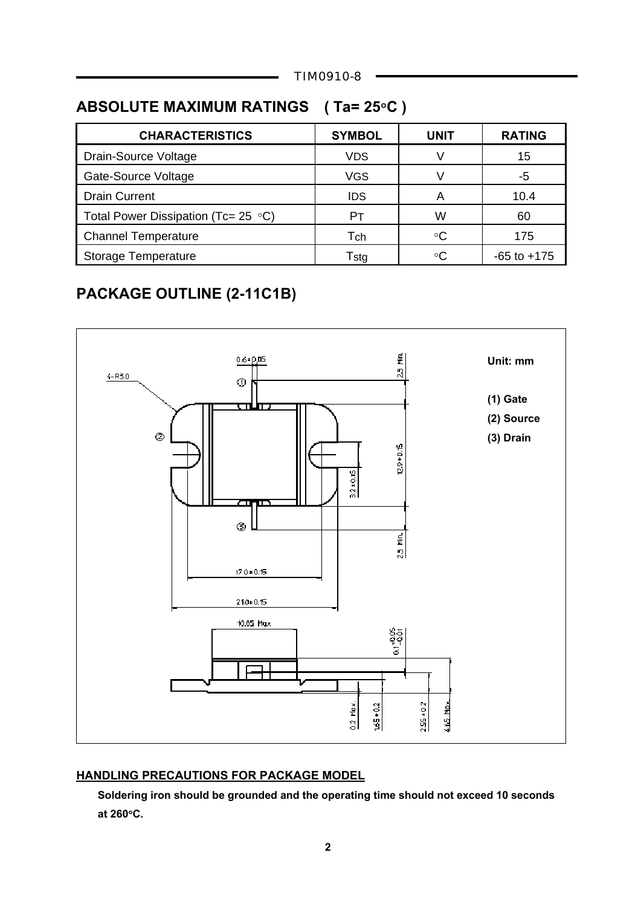## ABSOLUTE MAXIMUM RATINGS ( Ta= 25°C )

| CHARACTERISTICS | SYMBOL | UNIT | RATING |
|---|---|---|---|
| Drain-Source Voltage | $V_{DS}$ | V | 15 |
| Gate-Source Voltage | $V_{GS}$ | V | -5 |
| Drain Current | $I_{DS}$ | A | 10.4 |
| Total Power Dissipation (Tc= 25 °C) | $P_T$ | W | 60 |
| Channel Temperature | $T_{ch}$ | °C | 175 |
| Storage Temperature | $T_{stg}$ | °C | -65 to +175 |

## PACKAGE OUTLINE (2-11C1B)

Unit: mm

(1) Gate

(2) Source

(3) Drain

4-R5.0

0.6±0.05

2.5 Min.

12.9±0.15

3.2±0.15

2.5 Min.

17.0±0.15

21.0±0.15

10.85 Max

$0.1^{+0.05}_{-0.01}$

0.2 Max.

1.65±0.2

2.55±0.2

4.65 Max.

#### HANDLING PRECAUTIONS FOR PACKAGE MODEL

**Soldering iron should be grounded and the operating time should not exceed 10 seconds at 260°C.**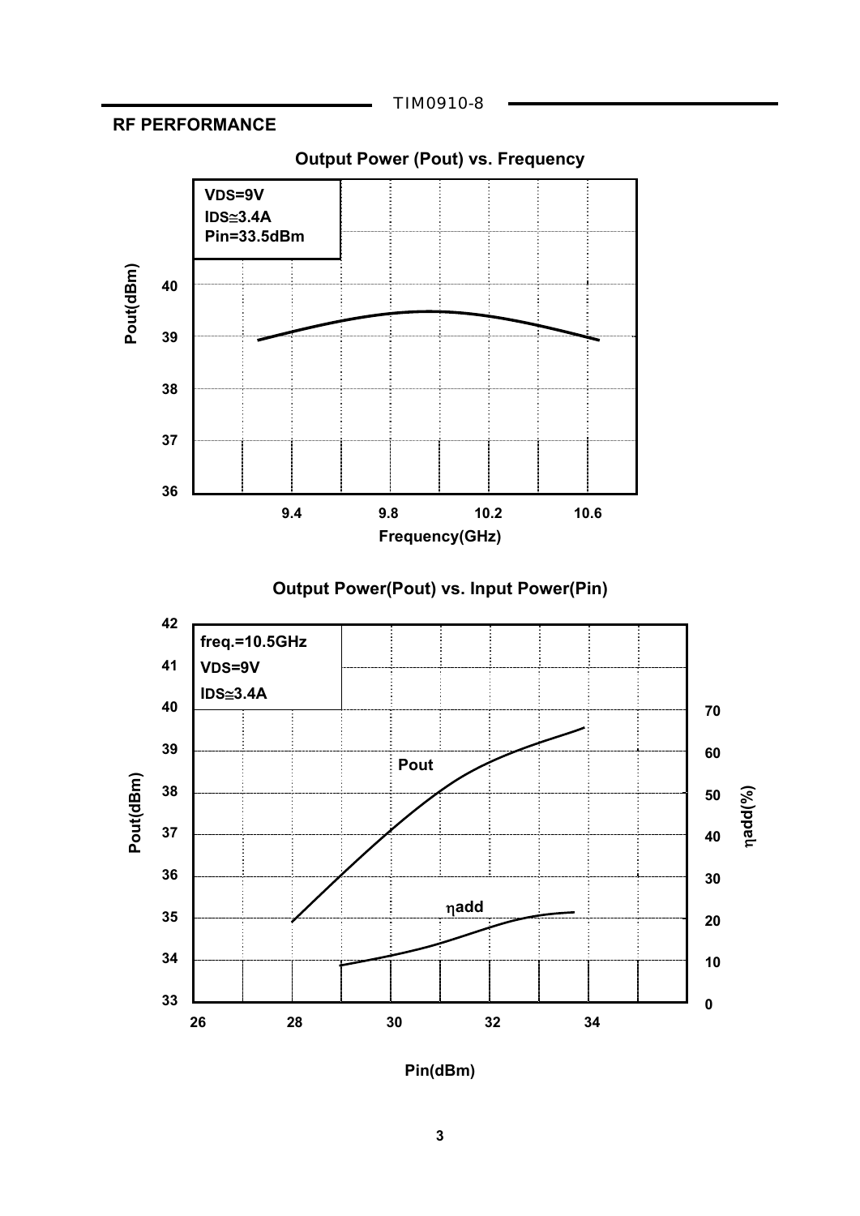## RF PERFORMANCE

**Output Power (Pout) vs. Frequency**

VDS=9V
IDS≅3.4A
Pin=33.5dBm

Pout(dBm): 36, 37, 38, 39, 40

Frequency(GHz): 9.4, 9.8, 10.2, 10.6

**Output Power(Pout) vs. Input Power(Pin)**

freq.=10.5GHz
VDS=9V
IDS≅3.4A

Pout(dBm): 33, 34, 35, 36, 37, 38, 39, 40, 41, 42

ηadd(%): 0, 10, 20, 30, 40, 50, 60, 70

Pout

ηadd

Pin(dBm): 26, 28, 30, 32, 34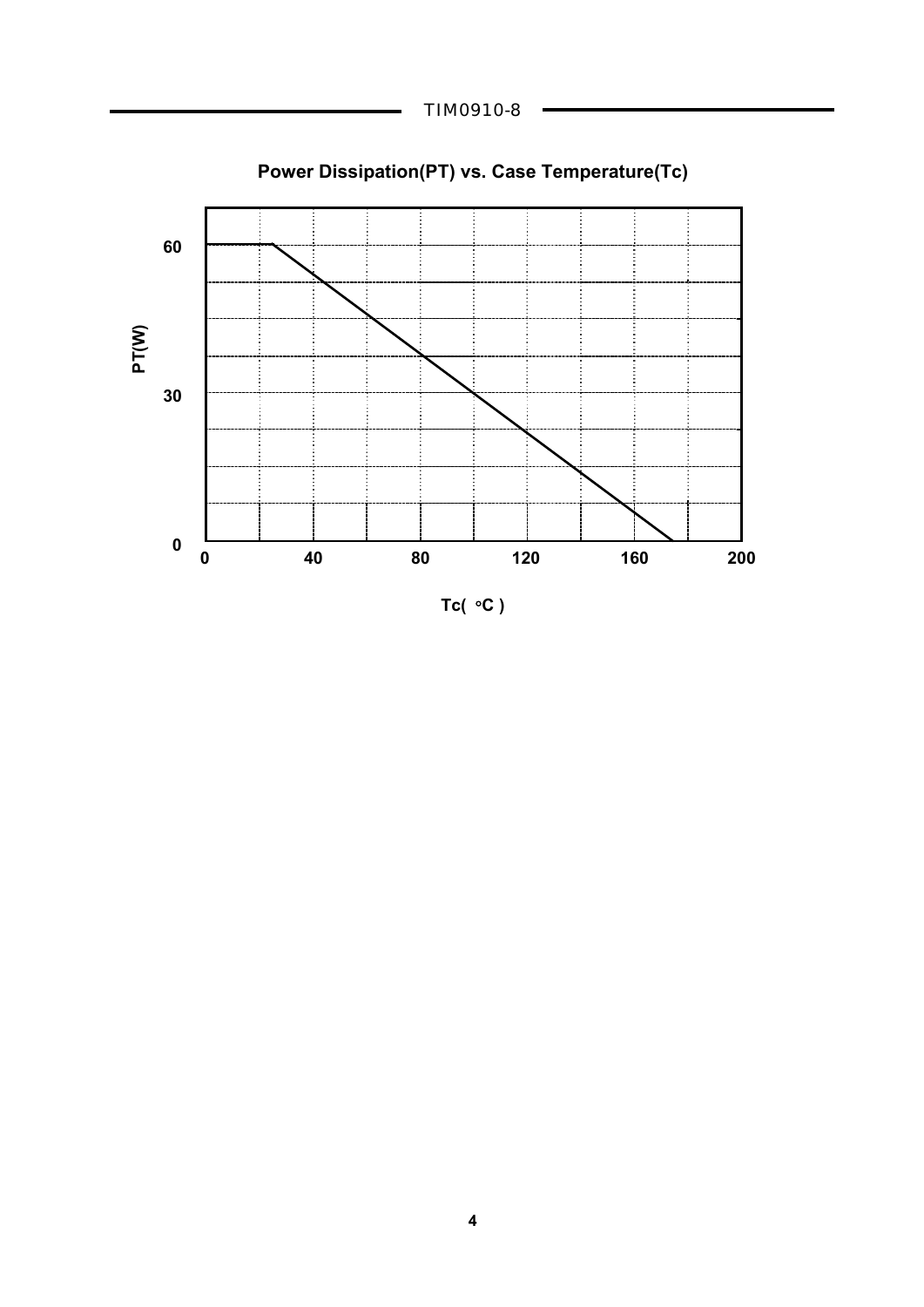Power Dissipation(PT) vs. Case Temperature(Tc)

PT(W)

60

30

0

0

40

80

120

160

200

Tc( ◦C )